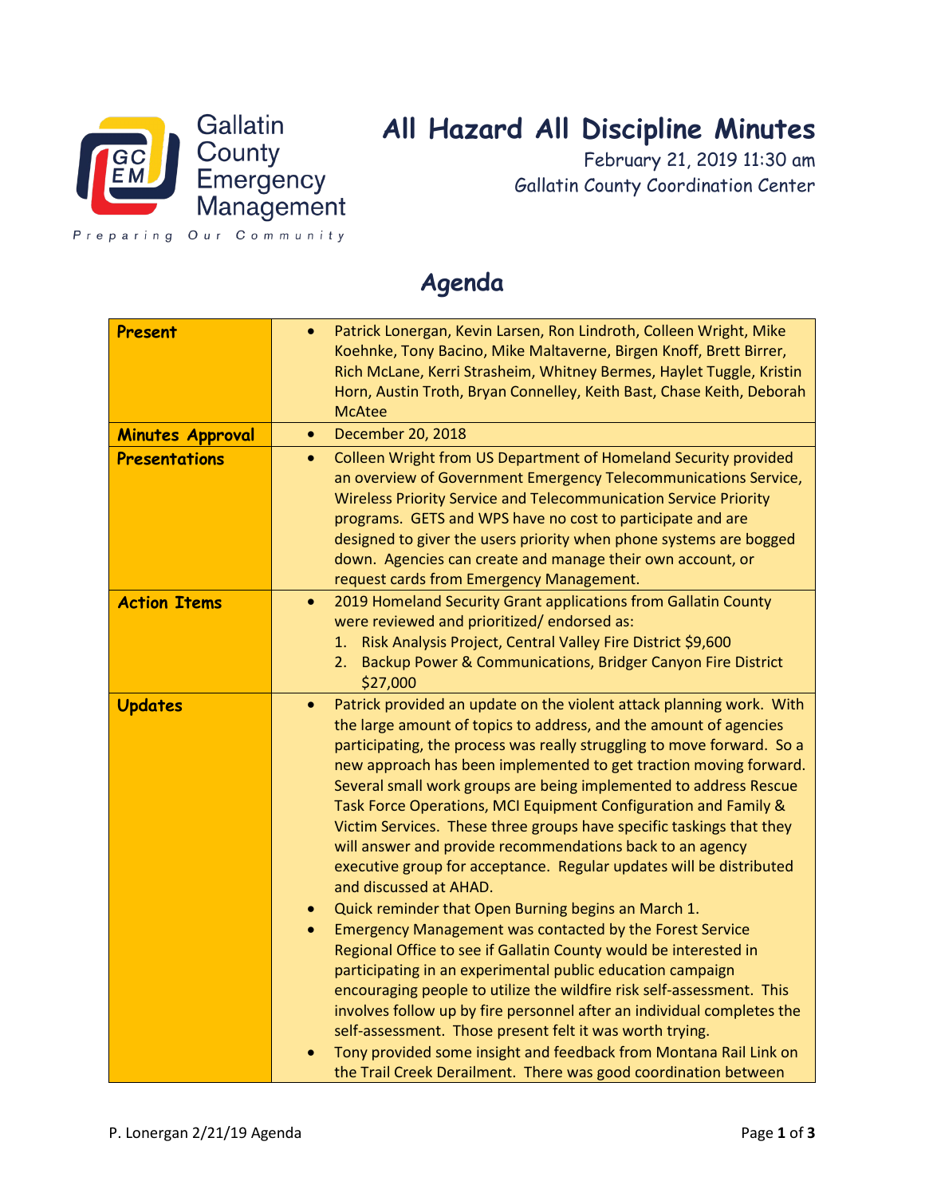Gallatin County Emergency Management

Preparing Our Community

# All Hazard All Discipline Minutes

February 21, 2019 11:30 am

Gallatin County Coordination Center

## Agenda

| | |
|---|---|
| **Present** | • Patrick Lonergan, Kevin Larsen, Ron Lindroth, Colleen Wright, Mike Koehnke, Tony Bacino, Mike Maltaverne, Birgen Knoff, Brett Birrer, Rich McLane, Kerri Strasheim, Whitney Bermes, Haylet Tuggle, Kristin Horn, Austin Troth, Bryan Connelley, Keith Bast, Chase Keith, Deborah McAtee |
| **Minutes Approval** | • December 20, 2018 |
| **Presentations** | • Colleen Wright from US Department of Homeland Security provided an overview of Government Emergency Telecommunications Service, Wireless Priority Service and Telecommunication Service Priority programs. GETS and WPS have no cost to participate and are designed to giver the users priority when phone systems are bogged down. Agencies can create and manage their own account, or request cards from Emergency Management. |
| **Action Items** | • 2019 Homeland Security Grant applications from Gallatin County were reviewed and prioritized/ endorsed as: 1. Risk Analysis Project, Central Valley Fire District $9,600 2. Backup Power & Communications, Bridger Canyon Fire District $27,000 |
| **Updates** | • Patrick provided an update on the violent attack planning work. With the large amount of topics to address, and the amount of agencies participating, the process was really struggling to move forward. So a new approach has been implemented to get traction moving forward. Several small work groups are being implemented to address Rescue Task Force Operations, MCI Equipment Configuration and Family & Victim Services. These three groups have specific taskings that they will answer and provide recommendations back to an agency executive group for acceptance. Regular updates will be distributed and discussed at AHAD. • Quick reminder that Open Burning begins an March 1. • Emergency Management was contacted by the Forest Service Regional Office to see if Gallatin County would be interested in participating in an experimental public education campaign encouraging people to utilize the wildfire risk self-assessment. This involves follow up by fire personnel after an individual completes the self-assessment. Those present felt it was worth trying. • Tony provided some insight and feedback from Montana Rail Link on the Trail Creek Derailment. There was good coordination between |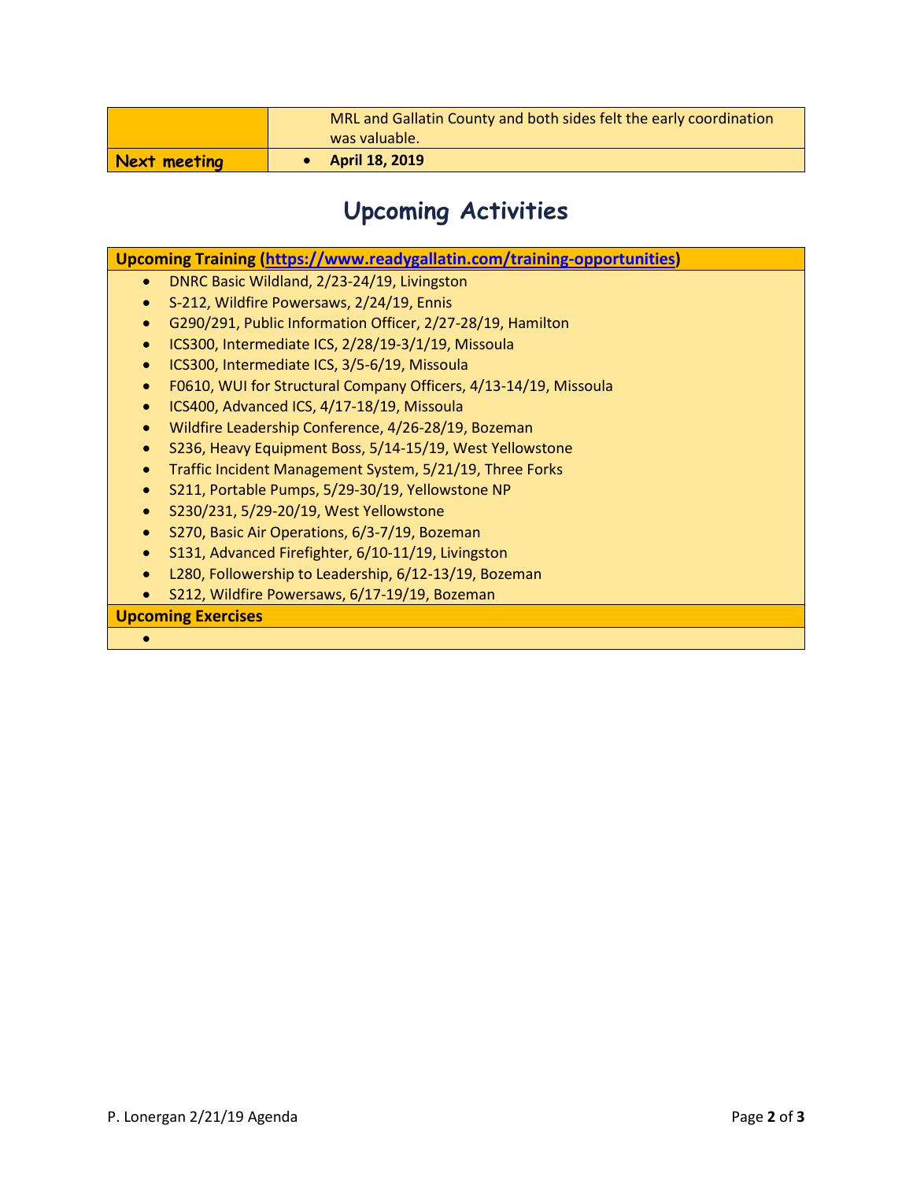| | |
|---|---|
| | MRL and Gallatin County and both sides felt the early coordination was valuable. |
| **Next meeting** | • **April 18, 2019** |

# Upcoming Activities

**Upcoming Training (https://www.readygallatin.com/training-opportunities)**

- DNRC Basic Wildland, 2/23-24/19, Livingston
- S-212, Wildfire Powersaws, 2/24/19, Ennis
- G290/291, Public Information Officer, 2/27-28/19, Hamilton
- ICS300, Intermediate ICS, 2/28/19-3/1/19, Missoula
- ICS300, Intermediate ICS, 3/5-6/19, Missoula
- F0610, WUI for Structural Company Officers, 4/13-14/19, Missoula
- ICS400, Advanced ICS, 4/17-18/19, Missoula
- Wildfire Leadership Conference, 4/26-28/19, Bozeman
- S236, Heavy Equipment Boss, 5/14-15/19, West Yellowstone
- Traffic Incident Management System, 5/21/19, Three Forks
- S211, Portable Pumps, 5/29-30/19, Yellowstone NP
- S230/231, 5/29-20/19, West Yellowstone
- S270, Basic Air Operations, 6/3-7/19, Bozeman
- S131, Advanced Firefighter, 6/10-11/19, Livingston
- L280, Followership to Leadership, 6/12-13/19, Bozeman
- S212, Wildfire Powersaws, 6/17-19/19, Bozeman

**Upcoming Exercises**

-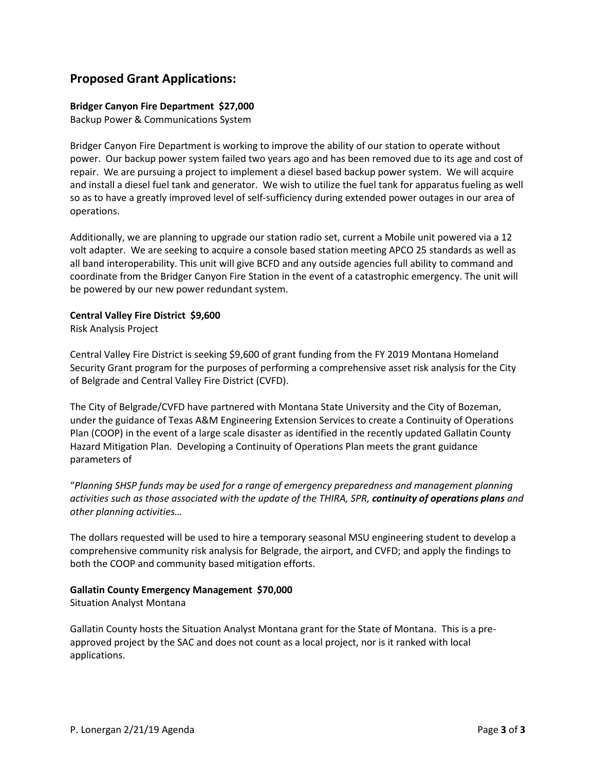## Proposed Grant Applications:

**Bridger Canyon Fire Department $27,000**
Backup Power & Communications System

Bridger Canyon Fire Department is working to improve the ability of our station to operate without power. Our backup power system failed two years ago and has been removed due to its age and cost of repair. We are pursuing a project to implement a diesel based backup power system. We will acquire and install a diesel fuel tank and generator. We wish to utilize the fuel tank for apparatus fueling as well so as to have a greatly improved level of self-sufficiency during extended power outages in our area of operations.

Additionally, we are planning to upgrade our station radio set, current a Mobile unit powered via a 12 volt adapter. We are seeking to acquire a console based station meeting APCO 25 standards as well as all band interoperability. This unit will give BCFD and any outside agencies full ability to command and coordinate from the Bridger Canyon Fire Station in the event of a catastrophic emergency. The unit will be powered by our new power redundant system.

**Central Valley Fire District $9,600**
Risk Analysis Project

Central Valley Fire District is seeking $9,600 of grant funding from the FY 2019 Montana Homeland Security Grant program for the purposes of performing a comprehensive asset risk analysis for the City of Belgrade and Central Valley Fire District (CVFD).

The City of Belgrade/CVFD have partnered with Montana State University and the City of Bozeman, under the guidance of Texas A&M Engineering Extension Services to create a Continuity of Operations Plan (COOP) in the event of a large scale disaster as identified in the recently updated Gallatin County Hazard Mitigation Plan. Developing a Continuity of Operations Plan meets the grant guidance parameters of

"*Planning SHSP funds may be used for a range of emergency preparedness and management planning activities such as those associated with the update of the THIRA, SPR, **continuity of operations plans** and other planning activities…*

The dollars requested will be used to hire a temporary seasonal MSU engineering student to develop a comprehensive community risk analysis for Belgrade, the airport, and CVFD; and apply the findings to both the COOP and community based mitigation efforts.

**Gallatin County Emergency Management $70,000**
Situation Analyst Montana

Gallatin County hosts the Situation Analyst Montana grant for the State of Montana. This is a pre-approved project by the SAC and does not count as a local project, nor is it ranked with local applications.